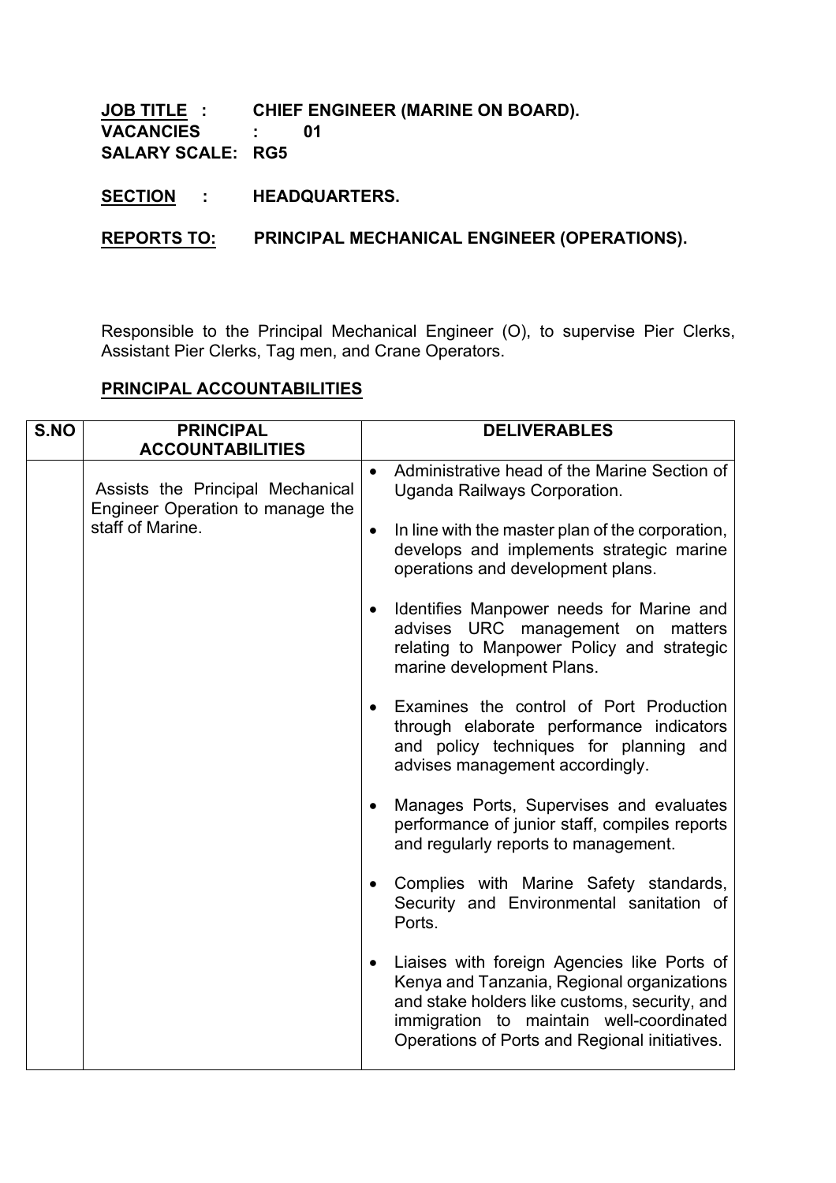**JOB TITLE : CHIEF ENGINEER (MARINE ON BOARD).**
**VACANCIES : 01**
**SALARY SCALE: RG5**

**SECTION : HEADQUARTERS.**

**REPORTS TO: PRINCIPAL MECHANICAL ENGINEER (OPERATIONS).**

Responsible to the Principal Mechanical Engineer (O), to supervise Pier Clerks, Assistant Pier Clerks, Tag men, and Crane Operators.

## PRINCIPAL ACCOUNTABILITIES

| S.NO | PRINCIPAL ACCOUNTABILITIES | DELIVERABLES |
|---|---|---|
| | Assists the Principal Mechanical Engineer Operation to manage the staff of Marine. | • Administrative head of the Marine Section of Uganda Railways Corporation.<br>• In line with the master plan of the corporation, develops and implements strategic marine operations and development plans.<br>• Identifies Manpower needs for Marine and advises URC management on matters relating to Manpower Policy and strategic marine development Plans.<br>• Examines the control of Port Production through elaborate performance indicators and policy techniques for planning and advises management accordingly.<br>• Manages Ports, Supervises and evaluates performance of junior staff, compiles reports and regularly reports to management.<br>• Complies with Marine Safety standards, Security and Environmental sanitation of Ports.<br>• Liaises with foreign Agencies like Ports of Kenya and Tanzania, Regional organizations and stake holders like customs, security, and immigration to maintain well-coordinated Operations of Ports and Regional initiatives. |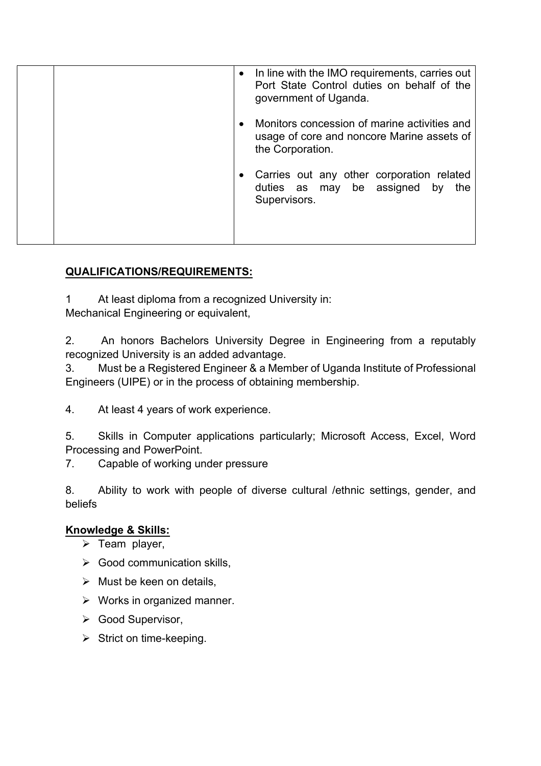| | | |
|---|---|---|
| | | • In line with the IMO requirements, carries out Port State Control duties on behalf of the government of Uganda.<br><br>• Monitors concession of marine activities and usage of core and noncore Marine assets of the Corporation.<br><br>• Carries out any other corporation related duties as may be assigned by the Supervisors. |

**QUALIFICATIONS/REQUIREMENTS:**

1 At least diploma from a recognized University in:
Mechanical Engineering or equivalent,

2. An honors Bachelors University Degree in Engineering from a reputably recognized University is an added advantage.
3. Must be a Registered Engineer & a Member of Uganda Institute of Professional Engineers (UIPE) or in the process of obtaining membership.

4. At least 4 years of work experience.

5. Skills in Computer applications particularly; Microsoft Access, Excel, Word Processing and PowerPoint.
7. Capable of working under pressure

8. Ability to work with people of diverse cultural /ethnic settings, gender, and beliefs

**Knowledge & Skills:**

- Team player,
- Good communication skills,
- Must be keen on details,
- Works in organized manner.
- Good Supervisor,
- Strict on time-keeping.